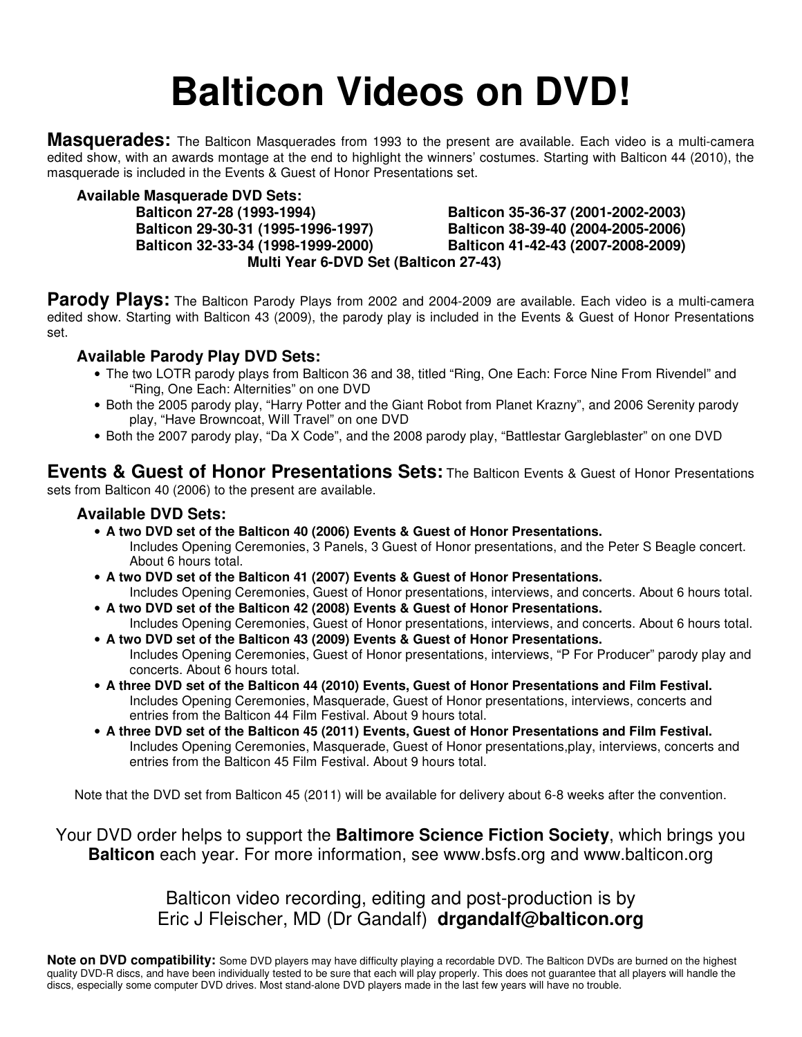# Balticon Videos on DVD!

**Masquerades:** The Balticon Masquerades from 1993 to the present are available. Each video is a multi-camera edited show, with an awards montage at the end to highlight the winners' costumes. Starting with Balticon 44 (2010), the masquerade is included in the Events & Guest of Honor Presentations set.

**Available Masquerade DVD Sets:**

- **Balticon 27-28 (1993-1994)**
- **Balticon 29-30-31 (1995-1996-1997)**
- **Balticon 32-33-34 (1998-1999-2000)**
- **Balticon 35-36-37 (2001-2002-2003)**
- **Balticon 38-39-40 (2004-2005-2006)**
- **Balticon 41-42-43 (2007-2008-2009)**
- **Multi Year 6-DVD Set (Balticon 27-43)**

**Parody Plays:** The Balticon Parody Plays from 2002 and 2004-2009 are available. Each video is a multi-camera edited show. Starting with Balticon 43 (2009), the parody play is included in the Events & Guest of Honor Presentations set.

**Available Parody Play DVD Sets:**

- The two LOTR parody plays from Balticon 36 and 38, titled "Ring, One Each: Force Nine From Rivendel" and "Ring, One Each: Alternities" on one DVD
- Both the 2005 parody play, "Harry Potter and the Giant Robot from Planet Krazny", and 2006 Serenity parody play, "Have Browncoat, Will Travel" on one DVD
- Both the 2007 parody play, "Da X Code", and the 2008 parody play, "Battlestar Gargleblaster" on one DVD

**Events & Guest of Honor Presentations Sets:** The Balticon Events & Guest of Honor Presentations sets from Balticon 40 (2006) to the present are available.

**Available DVD Sets:**

- **A two DVD set of the Balticon 40 (2006) Events & Guest of Honor Presentations.** Includes Opening Ceremonies, 3 Panels, 3 Guest of Honor presentations, and the Peter S Beagle concert. About 6 hours total.
- **A two DVD set of the Balticon 41 (2007) Events & Guest of Honor Presentations.** Includes Opening Ceremonies, Guest of Honor presentations, interviews, and concerts. About 6 hours total.
- **A two DVD set of the Balticon 42 (2008) Events & Guest of Honor Presentations.** Includes Opening Ceremonies, Guest of Honor presentations, interviews, and concerts. About 6 hours total.
- **A two DVD set of the Balticon 43 (2009) Events & Guest of Honor Presentations.** Includes Opening Ceremonies, Guest of Honor presentations, interviews, "P For Producer" parody play and concerts. About 6 hours total.
- **A three DVD set of the Balticon 44 (2010) Events, Guest of Honor Presentations and Film Festival.** Includes Opening Ceremonies, Masquerade, Guest of Honor presentations, interviews, concerts and entries from the Balticon 44 Film Festival. About 9 hours total.
- **A three DVD set of the Balticon 45 (2011) Events, Guest of Honor Presentations and Film Festival.** Includes Opening Ceremonies, Masquerade, Guest of Honor presentations,play, interviews, concerts and entries from the Balticon 45 Film Festival. About 9 hours total.

Note that the DVD set from Balticon 45 (2011) will be available for delivery about 6-8 weeks after the convention.

Your DVD order helps to support the **Baltimore Science Fiction Society**, which brings you **Balticon** each year. For more information, see www.bsfs.org and www.balticon.org

Balticon video recording, editing and post-production is by Eric J Fleischer, MD (Dr Gandalf) **drgandalf@balticon.org**

**Note on DVD compatibility:** Some DVD players may have difficulty playing a recordable DVD. The Balticon DVDs are burned on the highest quality DVD-R discs, and have been individually tested to be sure that each will play properly. This does not guarantee that all players will handle the discs, especially some computer DVD drives. Most stand-alone DVD players made in the last few years will have no trouble.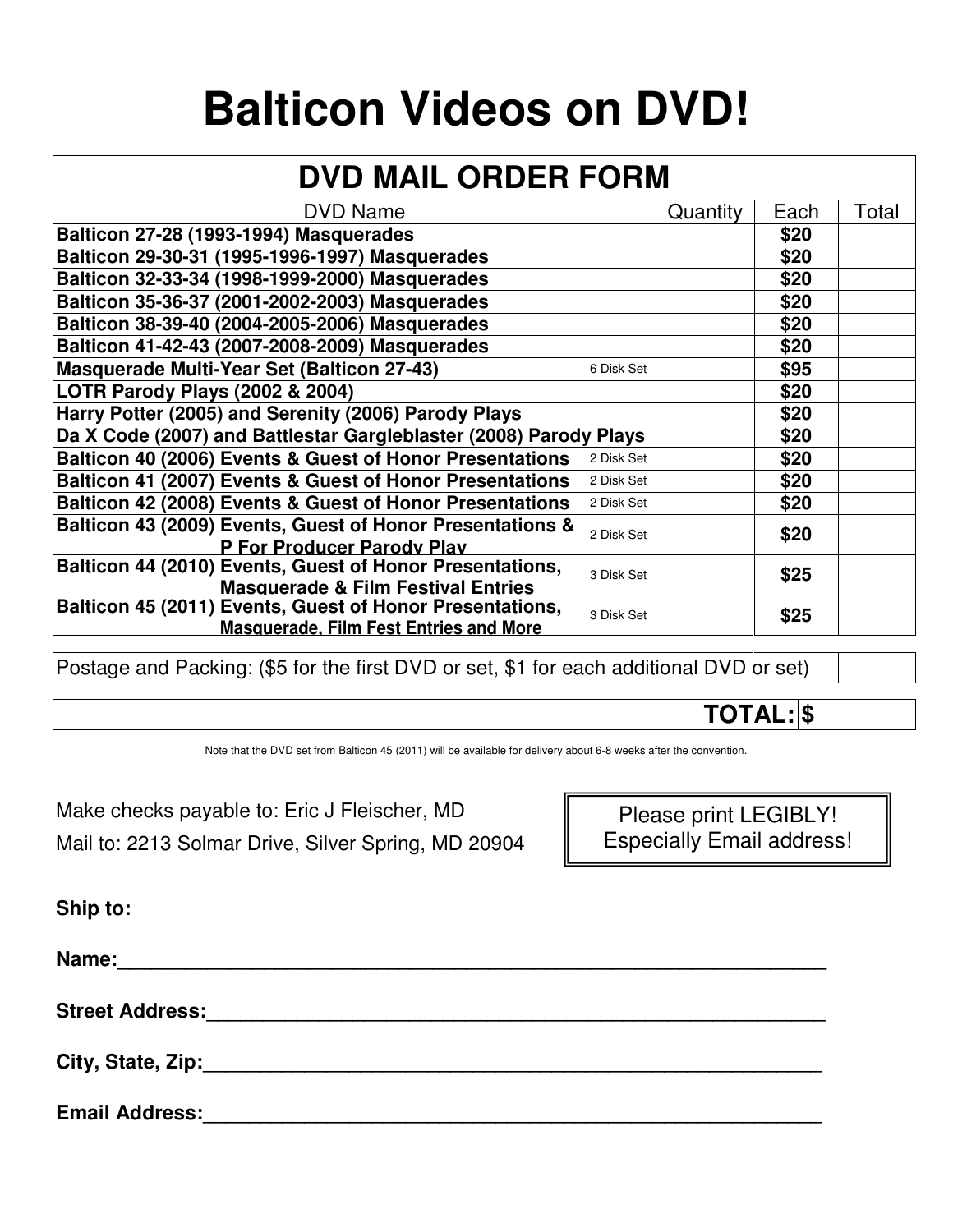# Balticon Videos on DVD!

## DVD MAIL ORDER FORM

| DVD Name | | Quantity | Each | Total |
|---|---|---|---|---|
| **Balticon 27-28 (1993-1994) Masquerades** | | | **$20** | |
| **Balticon 29-30-31 (1995-1996-1997) Masquerades** | | | **$20** | |
| **Balticon 32-33-34 (1998-1999-2000) Masquerades** | | | **$20** | |
| **Balticon 35-36-37 (2001-2002-2003) Masquerades** | | | **$20** | |
| **Balticon 38-39-40 (2004-2005-2006) Masquerades** | | | **$20** | |
| **Balticon 41-42-43 (2007-2008-2009) Masquerades** | | | **$20** | |
| **Masquerade Multi-Year Set (Balticon 27-43)** | 6 Disk Set | | **$95** | |
| **LOTR Parody Plays (2002 & 2004)** | | | **$20** | |
| **Harry Potter (2005) and Serenity (2006) Parody Plays** | | | **$20** | |
| **Da X Code (2007) and Battlestar Gargleblaster (2008) Parody Plays** | | | **$20** | |
| **Balticon 40 (2006) Events & Guest of Honor Presentations** | 2 Disk Set | | **$20** | |
| **Balticon 41 (2007) Events & Guest of Honor Presentations** | 2 Disk Set | | **$20** | |
| **Balticon 42 (2008) Events & Guest of Honor Presentations** | 2 Disk Set | | **$20** | |
| **Balticon 43 (2009) Events, Guest of Honor Presentations & P For Producer Parody Play** | 2 Disk Set | | **$20** | |
| **Balticon 44 (2010) Events, Guest of Honor Presentations, Masquerade & Film Festival Entries** | 3 Disk Set | | **$25** | |
| **Balticon 45 (2011) Events, Guest of Honor Presentations, Masquerade, Film Fest Entries and More** | 3 Disk Set | | **$25** | |

| | |
|---|---|
| Postage and Packing: ($5 for the first DVD or set, $1 for each additional DVD or set) | |
| **TOTAL:** | **$** |

Note that the DVD set from Balticon 45 (2011) will be available for delivery about 6-8 weeks after the convention.

Make checks payable to: Eric J Fleischer, MD

Mail to: 2213 Solmar Drive, Silver Spring, MD 20904

Please print LEGIBLY!
Especially Email address!

**Ship to:**

**Name:**_______________________________________________

**Street Address:**_______________________________________

**City, State, Zip:**_______________________________________

**Email Address:**________________________________________